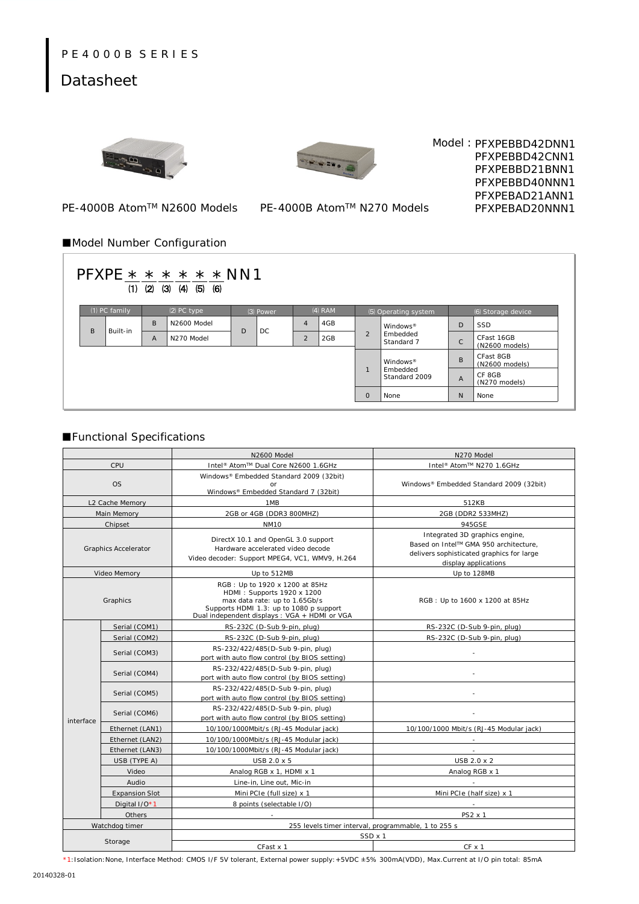# PE4000B SERIES

## Datasheet

PE-4000B Atom™ N2600 Models

PE-4000B Atom™ N270 Models

Model : PFXPEBBD42DNN1
PFXPEBBD42CNN1
PFXPEBBD21BNN1
PFXPEBBD40NNN1
PFXPEBAD21ANN1
PFXPEBAD20NNN1

### ■Model Number Configuration

PFXPE * * * * * * NN1
(1) (2) (3) (4) (5) (6)

| (1) PC family | | (2) PC type | | (3) Power | | (4) RAM | | (5) Operating system | | (6) Storage device | |
|---|---|---|---|---|---|---|---|---|---|---|---|
| B | Built-in | B | N2600 Model | D | DC | 4 | 4GB | 2 | Windows® Embedded Standard 7 | D | SSD |
| | | A | N270 Model | | | 2 | 2GB | | | C | CFast 16GB (N2600 models) |
| | | | | | | | | 1 | Windows® Embedded Standard 2009 | B | CFast 8GB (N2600 models) |
| | | | | | | | | | | A | CF 8GB (N270 models) |
| | | | | | | | | 0 | None | N | None |

### ■Functional Specifications

| | | N2600 Model | N270 Model |
|---|---|---|---|
| CPU | | Intel® Atom™ Dual Core N2600 1.6GHz | Intel® Atom™ N270 1.6GHz |
| OS | | Windows® Embedded Standard 2009 (32bit) or Windows® Embedded Standard 7 (32bit) | Windows® Embedded Standard 2009 (32bit) |
| L2 Cache Memory | | 1MB | 512KB |
| Main Memory | | 2GB or 4GB (DDR3 800MHZ) | 2GB (DDR2 533MHZ) |
| Chipset | | NM10 | 945GSE |
| Graphics Accelerator | | DirectX 10.1 and OpenGL 3.0 support<br>Hardware accelerated video decode<br>Video decoder: Support MPEG4, VC1, WMV9, H.264 | Integrated 3D graphics engine, Based on Intel™ GMA 950 architecture, delivers sophisticated graphics for large display applications |
| Video Memory | | Up to 512MB | Up to 128MB |
| Graphics | | RGB : Up to 1920 x 1200 at 85Hz<br>HDMI : Supports 1920 x 1200<br>max data rate: up to 1.65Gb/s<br>Supports HDMI 1.3: up to 1080 p support<br>Dual independent displays : VGA + HDMI or VGA | RGB : Up to 1600 x 1200 at 85Hz |
| interface | Serial (COM1) | RS-232C (D-Sub 9-pin, plug) | RS-232C (D-Sub 9-pin, plug) |
| | Serial (COM2) | RS-232C (D-Sub 9-pin, plug) | RS-232C (D-Sub 9-pin, plug) |
| | Serial (COM3) | RS-232/422/485(D-Sub 9-pin, plug) port with auto flow control (by BIOS setting) | - |
| | Serial (COM4) | RS-232/422/485(D-Sub 9-pin, plug) port with auto flow control (by BIOS setting) | - |
| | Serial (COM5) | RS-232/422/485(D-Sub 9-pin, plug) port with auto flow control (by BIOS setting) | - |
| | Serial (COM6) | RS-232/422/485(D-Sub 9-pin, plug) port with auto flow control (by BIOS setting) | - |
| | Ethernet (LAN1) | 10/100/1000Mbit/s (RJ-45 Modular jack) | 10/100/1000 Mbit/s (RJ-45 Modular jack) |
| | Ethernet (LAN2) | 10/100/1000Mbit/s (RJ-45 Modular jack) | - |
| | Ethernet (LAN3) | 10/100/1000Mbit/s (RJ-45 Modular jack) | - |
| | USB (TYPE A) | USB 2.0 x 5 | USB 2.0 x 2 |
| | Video | Analog RGB x 1, HDMI x 1 | Analog RGB x 1 |
| | Audio | Line-in, Line out, Mic-in | - |
| | Expansion Slot | Mini PCIe (full size) x 1 | Mini PCIe (half size) x 1 |
| | Digital I/O*1 | 8 points (selectable I/O) | - |
| | Others | - | PS2 x 1 |
| Watchdog timer | | 255 levels timer interval, programmable, 1 to 255 s | |
| Storage | | SSD x 1 | |
| | | CFast x 1 | CF x 1 |

*1:Isolation:None, Interface Method: CMOS I/F 5V tolerant, External power supply:+5VDC ±5% 300mA(VDD), Max.Current at I/O pin total: 85mA

20140328-01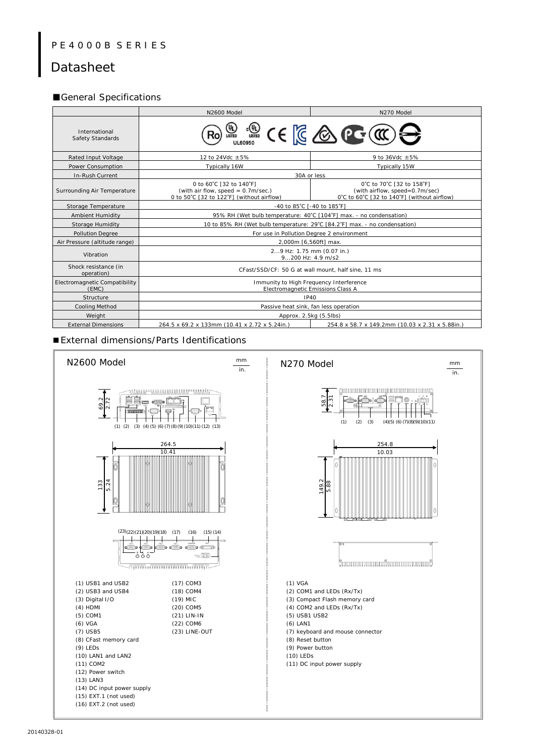# PE4000B SERIES

## Datasheet

### ■General Specifications

| | N2600 Model | N270 Model |
|---|---|---|
| International Safety Standards | UL60950 | |
| Rated Input Voltage | 12 to 24Vdc ±5% | 9 to 36Vdc ±5% |
| Power Consumption | Typically 16W | Typically 15W |
| In-Rush Current | 30A or less | |
| Surrounding Air Temperature | 0 to 60°C [32 to 140°F] (with air flow, speed = 0.7m/sec.) 0 to 50°C [32 to 122°F] (without airflow) | 0°C to 70°C [32 to 158°F] (with airflow, speed=0.7m/sec) 0°C to 60°C [32 to 140°F] (without airflow) |
| Storage Temperature | -40 to 85°C [-40 to 185°F] | |
| Ambient Humidity | 95% RH (Wet bulb temperature: 40°C [104°F] max. - no condensation) | |
| Storage Humidity | 10 to 85% RH (Wet bulb temperature: 29°C [84.2°F] max. - no condensation) | |
| Pollution Degree | For use in Pollution Degree 2 environment | |
| Air Pressure (altitude range) | 2,000m [6,560ft] max. | |
| Vibration | 2...9 Hz: 1.75 mm (0.07 in.) 9...200 Hz: 4.9 m/s2 | |
| Shock resistance (in operation) | CFast/SSD/CF: 50 G at wall mount, half sine, 11 ms | |
| Electromagnetic Compatibility (EMC) | Immunity to High Frequency Interference Electromagnetic Emissions Class A | |
| Structure | IP40 | |
| Cooling Method | Passive heat sink, fan less operation | |
| Weight | Approx. 2.5kg (5.5lbs) | |
| External Dimensions | 264.5 x 69.2 x 133mm (10.41 x 2.72 x 5.24in.) | 254.8 x 58.7 x 149.2mm (10.03 x 2.31 x 5.88in.) |

### ■External dimensions/Parts Identifications

**N2600 Model**

mm / in.

69.2 / 2.72

(1) (2) (3) (4) (5) (6) (7) (8) (9) (10) (11) (12) (13)

264.5 / 10.41

133 / 5.24

(23) (22) (21) (20) (19) (18) (17) (16) (15) (14)

(1) USB1 and USB2
(2) USB3 and USB4
(3) Digital I/O
(4) HDMI
(5) COM1
(6) VGA
(7) USB5
(8) CFast memory card
(9) LEDs
(10) LAN1 and LAN2
(11) COM2
(12) Power switch
(13) LAN3
(14) DC input power supply
(15) EXT.1 (not used)
(16) EXT.2 (not used)
(17) COM3
(18) COM4
(19) MIC
(20) COM5
(21) LIN-IN
(22) COM6
(23) LINE-OUT

**N270 Model**

mm / in.

58.7 / 2.31

(1) (2) (3) (4) (5) (6) (7) (8) (9) (10) (11)

254.8 / 10.03

149.2 / 5.88

(1) VGA
(2) COM1 and LEDs (Rx/Tx)
(3) Compact Flash memory card
(4) COM2 and LEDs (Rx/Tx)
(5) USB1 USB2
(6) LAN1
(7) keyboard and mouse connector
(8) Reset button
(9) Power button
(10) LEDs
(11) DC input power supply

20140328-01